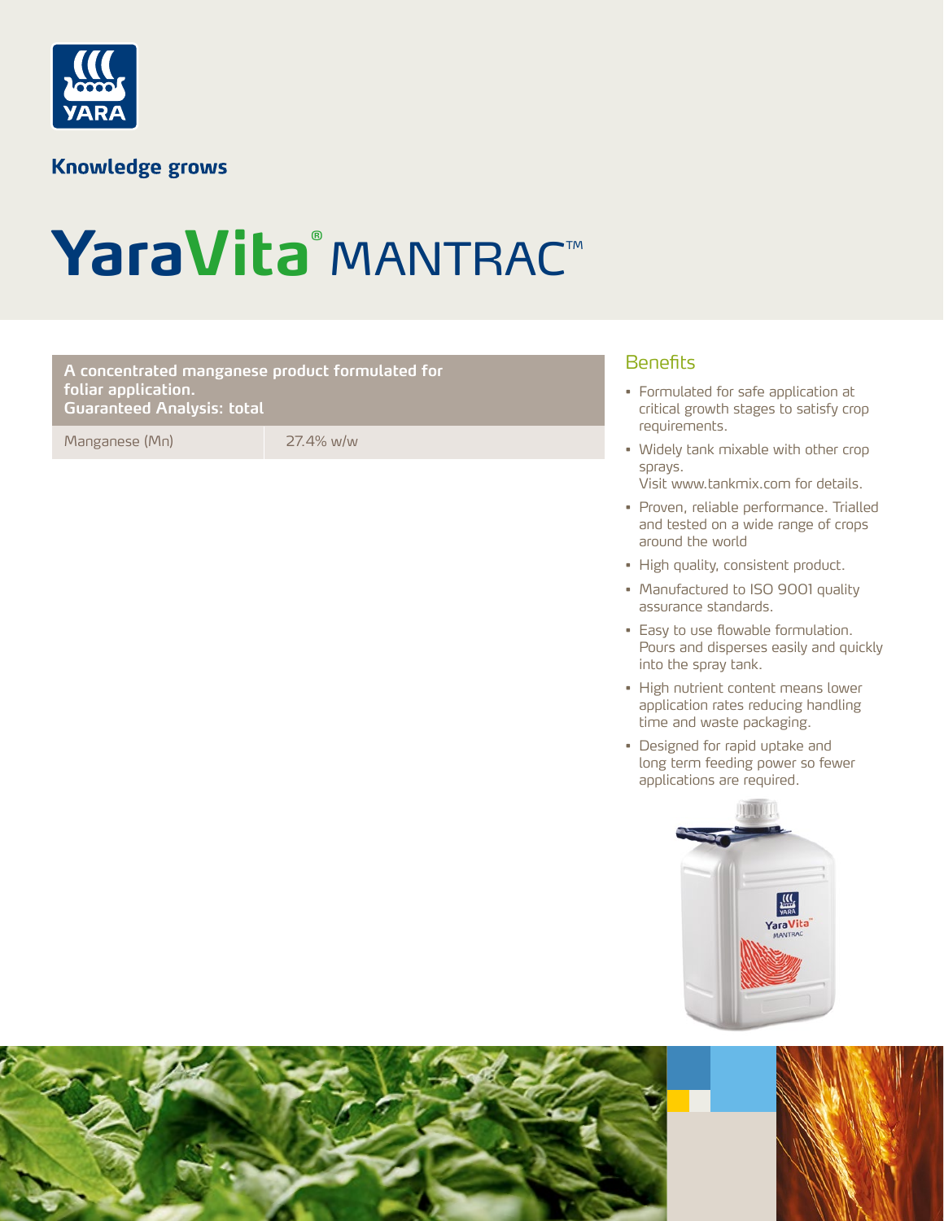Knowledge grows

# YaraVita® MANTRAC™

| A concentrated manganese product formulated for foliar application. Guaranteed Analysis: total | |
|---|---|
| Manganese (Mn) | 27.4% w/w |

## Benefits

- Formulated for safe application at critical growth stages to satisfy crop requirements.
- Widely tank mixable with other crop sprays.
  Visit www.tankmix.com for details.
- Proven, reliable performance. Trialled and tested on a wide range of crops around the world
- High quality, consistent product.
- Manufactured to ISO 9001 quality assurance standards.
- Easy to use flowable formulation. Pours and disperses easily and quickly into the spray tank.
- High nutrient content means lower application rates reducing handling time and waste packaging.
- Designed for rapid uptake and long term feeding power so fewer applications are required.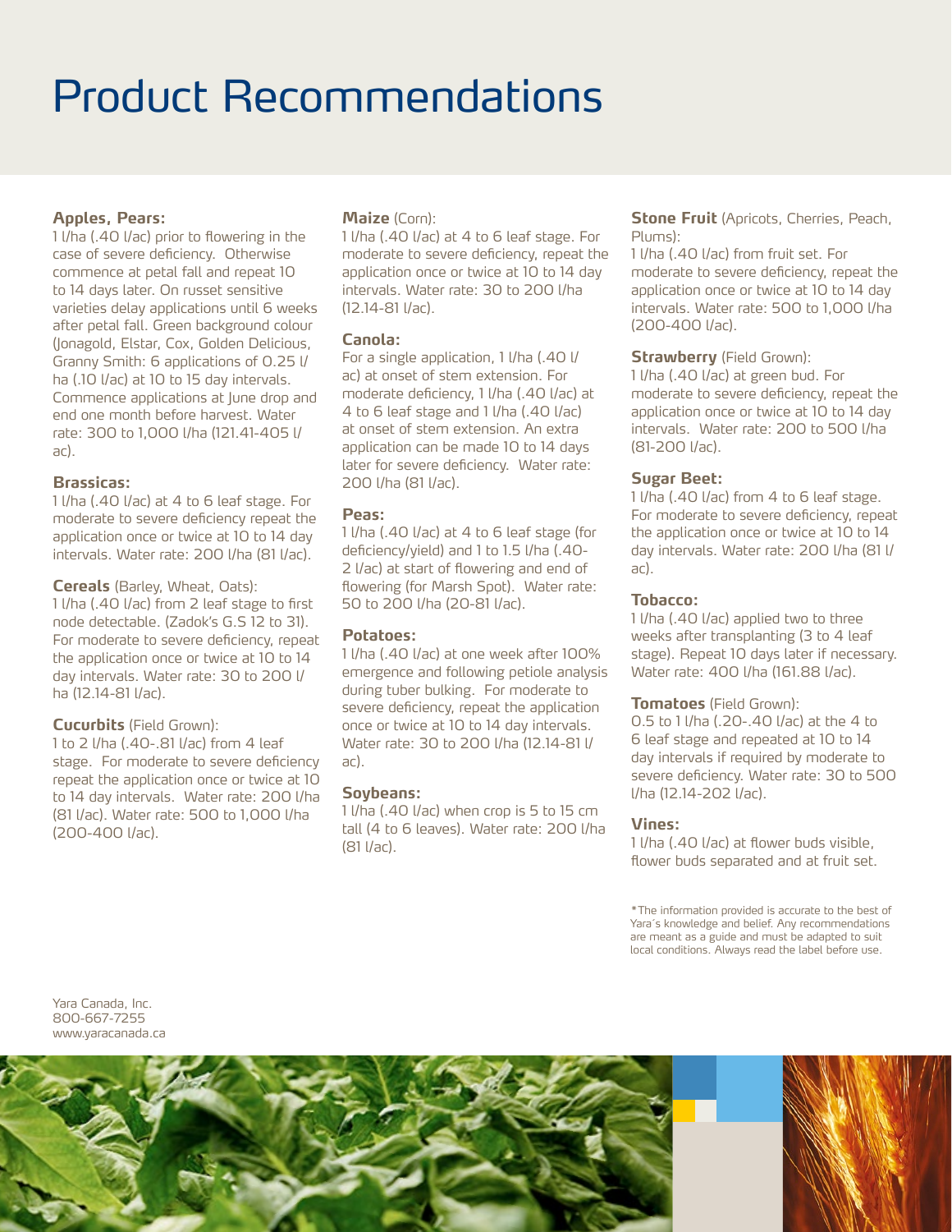# Product Recommendations

**Apples, Pears:**
1 l/ha (.40 l/ac) prior to flowering in the case of severe deficiency. Otherwise commence at petal fall and repeat 10 to 14 days later. On russet sensitive varieties delay applications until 6 weeks after petal fall. Green background colour (Jonagold, Elstar, Cox, Golden Delicious, Granny Smith: 6 applications of 0.25 l/ha (.10 l/ac) at 10 to 15 day intervals. Commence applications at June drop and end one month before harvest. Water rate: 300 to 1,000 l/ha (121.41-405 l/ac).

**Brassicas:**
1 l/ha (.40 l/ac) at 4 to 6 leaf stage. For moderate to severe deficiency repeat the application once or twice at 10 to 14 day intervals. Water rate: 200 l/ha (81 l/ac).

**Cereals** (Barley, Wheat, Oats):
1 l/ha (.40 l/ac) from 2 leaf stage to first node detectable. (Zadok's G.S 12 to 31). For moderate to severe deficiency, repeat the application once or twice at 10 to 14 day intervals. Water rate: 30 to 200 l/ha (12.14-81 l/ac).

**Cucurbits** (Field Grown):
1 to 2 l/ha (.40-.81 l/ac) from 4 leaf stage. For moderate to severe deficiency repeat the application once or twice at 10 to 14 day intervals. Water rate: 200 l/ha (81 l/ac). Water rate: 500 to 1,000 l/ha (200-400 l/ac).

**Maize** (Corn):
1 l/ha (.40 l/ac) at 4 to 6 leaf stage. For moderate to severe deficiency, repeat the application once or twice at 10 to 14 day intervals. Water rate: 30 to 200 l/ha (12.14-81 l/ac).

**Canola:**
For a single application, 1 l/ha (.40 l/ac) at onset of stem extension. For moderate deficiency, 1 l/ha (.40 l/ac) at 4 to 6 leaf stage and 1 l/ha (.40 l/ac) at onset of stem extension. An extra application can be made 10 to 14 days later for severe deficiency. Water rate: 200 l/ha (81 l/ac).

**Peas:**
1 l/ha (.40 l/ac) at 4 to 6 leaf stage (for deficiency/yield) and 1 to 1.5 l/ha (.40-2 l/ac) at start of flowering and end of flowering (for Marsh Spot). Water rate: 50 to 200 l/ha (20-81 l/ac).

**Potatoes:**
1 l/ha (.40 l/ac) at one week after 100% emergence and following petiole analysis during tuber bulking. For moderate to severe deficiency, repeat the application once or twice at 10 to 14 day intervals. Water rate: 30 to 200 l/ha (12.14-81 l/ac).

**Soybeans:**
1 l/ha (.40 l/ac) when crop is 5 to 15 cm tall (4 to 6 leaves). Water rate: 200 l/ha (81 l/ac).

**Stone Fruit** (Apricots, Cherries, Peach, Plums):
1 l/ha (.40 l/ac) from fruit set. For moderate to severe deficiency, repeat the application once or twice at 10 to 14 day intervals. Water rate: 500 to 1,000 l/ha (200-400 l/ac).

**Strawberry** (Field Grown):
1 l/ha (.40 l/ac) at green bud. For moderate to severe deficiency, repeat the application once or twice at 10 to 14 day intervals. Water rate: 200 to 500 l/ha (81-200 l/ac).

**Sugar Beet:**
1 l/ha (.40 l/ac) from 4 to 6 leaf stage. For moderate to severe deficiency, repeat the application once or twice at 10 to 14 day intervals. Water rate: 200 l/ha (81 l/ac).

**Tobacco:**
1 l/ha (.40 l/ac) applied two to three weeks after transplanting (3 to 4 leaf stage). Repeat 10 days later if necessary. Water rate: 400 l/ha (161.88 l/ac).

**Tomatoes** (Field Grown):
0.5 to 1 l/ha (.20-.40 l/ac) at the 4 to 6 leaf stage and repeated at 10 to 14 day intervals if required by moderate to severe deficiency. Water rate: 30 to 500 l/ha (12.14-202 l/ac).

**Vines:**
1 l/ha (.40 l/ac) at flower buds visible, flower buds separated and at fruit set.

*The information provided is accurate to the best of Yara´s knowledge and belief. Any recommendations are meant as a guide and must be adapted to suit local conditions. Always read the label before use.

Yara Canada, Inc.
800-667-7255
www.yaracanada.ca